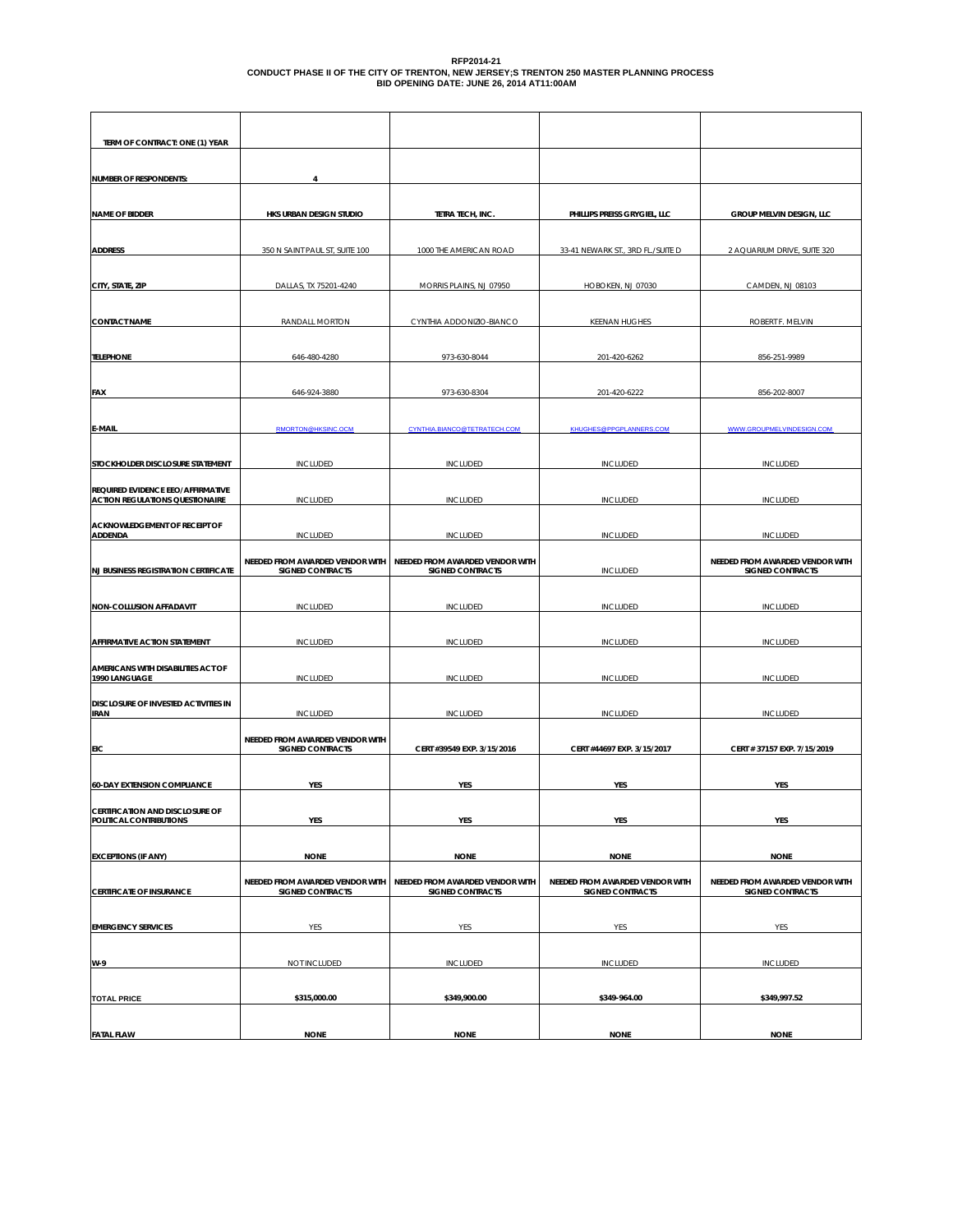**RFP2014-21**
**CONDUCT PHASE II OF THE CITY OF TRENTON, NEW JERSEY;S TRENTON 250 MASTER PLANNING PROCESS**
**BID OPENING DATE: JUNE 26, 2014 AT11:00AM**

| TERM OF CONTRACT: ONE (1) YEAR | | | | |
|---|---|---|---|---|
| NUMBER OF RESPONDENTS: | 4 | | | |
| NAME OF BIDDER | HKS URBAN DESIGN STUDIO | TETRA TECH, INC. | PHILLIPS PREISS GRYGIEL, LLC | GROUP MELVIN DESIGN, LLC |
| ADDRESS | 350 N SAINT PAUL ST, SUITE 100 | 1000 THE AMERICAN ROAD | 33-41 NEWARK ST., 3RD FL./SUITE D | 2 AQUARIUM DRIVE, SUITE 320 |
| CITY, STATE, ZIP | DALLAS, TX 75201-4240 | MORRIS PLAINS, NJ 07950 | HOBOKEN, NJ 07030 | CAMDEN, NJ 08103 |
| CONTACT NAME | RANDALL MORTON | CYNTHIA ADDONIZIO-BIANCO | KEENAN HUGHES | ROBERT F. MELVIN |
| TELEPHONE | 646-480-4280 | 973-630-8044 | 201-420-6262 | 856-251-9989 |
| FAX | 646-924-3880 | 973-630-8304 | 201-420-6222 | 856-202-8007 |
| E-MAIL | RMORTON@HKSINC.OCM | CYNTHIA.BIANCO@TETRATECH.COM | KHUGHES@PPGPLANNERS.COM | WWW.GROUPMELVINDESIGN.COM |
| STOCKHOLDER DISCLOSURE STATEMENT | INCLUDED | INCLUDED | INCLUDED | INCLUDED |
| REQUIRED EVIDENCE EEO/AFFIRMATIVE ACTION REGULATIONS QUESTIONAIRE | INCLUDED | INCLUDED | INCLUDED | INCLUDED |
| ACKNOWLEDGEMENT OF RECEIPT OF ADDENDA | INCLUDED | INCLUDED | INCLUDED | INCLUDED |
| NJ BUSINESS REGISTRATION CERTIFICATE | NEEDED FROM AWARDED VENDOR WITH SIGNED CONTRACTS | NEEDED FROM AWARDED VENDOR WITH SIGNED CONTRACTS | INCLUDED | NEEDED FROM AWARDED VENDOR WITH SIGNED CONTRACTS |
| NON-COLLUSION AFFADAVIT | INCLUDED | INCLUDED | INCLUDED | INCLUDED |
| AFFIRMATIVE ACTION STATEMENT | INCLUDED | INCLUDED | INCLUDED | INCLUDED |
| AMERICANS WITH DISABILITIES ACT OF 1990 LANGUAGE | INCLUDED | INCLUDED | INCLUDED | INCLUDED |
| DISCLOSURE OF INVESTED ACTIVITIES IN IRAN | INCLUDED | INCLUDED | INCLUDED | INCLUDED |
| EIC | NEEDED FROM AWARDED VENDOR WITH SIGNED CONTRACTS | CERT #39549 EXP. 3/15/2016 | CERT #44697 EXP. 3/15/2017 | CERT # 37157 EXP. 7/15/2019 |
| 60-DAY EXTENSION COMPLIANCE | YES | YES | YES | YES |
| CERTIFICATION AND DISCLOSURE OF POLITICAL CONTRIBUTIONS | YES | YES | YES | YES |
| EXCEPTIONS (IF ANY) | NONE | NONE | NONE | NONE |
| CERTIFICATE OF INSURANCE | NEEDED FROM AWARDED VENDOR WITH SIGNED CONTRACTS | NEEDED FROM AWARDED VENDOR WITH SIGNED CONTRACTS | NEEDED FROM AWARDED VENDOR WITH SIGNED CONTRACTS | NEEDED FROM AWARDED VENDOR WITH SIGNED CONTRACTS |
| EMERGENCY SERVICES | YES | YES | YES | YES |
| W-9 | NOT INCLUDED | INCLUDED | INCLUDED | INCLUDED |
| TOTAL PRICE | $315,000.00 | $349,900.00 | $349-964.00 | $349,997.52 |
| FATAL FLAW | NONE | NONE | NONE | NONE |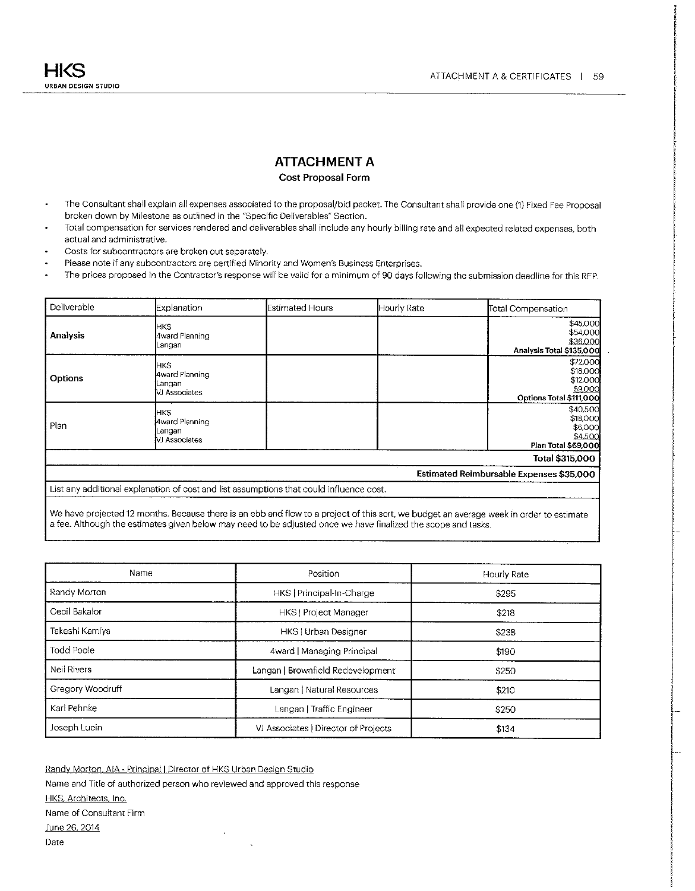# ATTACHMENT A

### Cost Proposal Form

- The Consultant shall explain all expenses associated to the proposal/bid packet. The Consultant shall provide one (1) Fixed Fee Proposal broken down by Milestone as outlined in the "Specific Deliverables" Section.
- Total compensation for services rendered and deliverables shall include any hourly billing rate and all expected related expenses, both actual and administrative.
- Costs for subcontractors are broken out separately.
- Please note if any subcontractors are certified Minority and Women's Business Enterprises.
- The prices proposed in the Contractor's response will be valid for a minimum of 90 days following the submission deadline for this RFP.

| Deliverable | Explanation | Estimated Hours | Hourly Rate | Total Compensation |
|---|---|---|---|---|
| **Analysis** | HKS<br>4ward Planning<br>Langan | | | $45,000<br>$54,000<br>$36,000<br>**Analysis Total $135,000** |
| **Options** | HKS<br>4ward Planning<br>Langan<br>VJ Associates | | | $72,000<br>$18,000<br>$12,000<br>$9,000<br>**Options Total $111,000** |
| Plan | HKS<br>4ward Planning<br>Langan<br>VJ Associates | | | $40,500<br>$18,000<br>$6,000<br>$4,500<br>**Plan Total $69,000** |
| | | | | **Total $315,000** |
| | | | | **Estimated Reimbursable Expenses $35,000** |

List any additional explanation of cost and list assumptions that could influence cost.

We have projected 12 months. Because there is an ebb and flow to a project of this sort, we budget an average week in order to estimate a fee. Although the estimates given below may need to be adjusted once we have finalized the scope and tasks.

| Name | Position | Hourly Rate |
|---|---|---|
| Randy Morton | HKS \| Principal-In-Charge | $295 |
| Cecil Bakalor | HKS \| Project Manager | $218 |
| Takeshi Kamiya | HKS \| Urban Designer | $238 |
| Todd Poole | 4ward \| Managing Principal | $190 |
| Neil Rivers | Langan \| Brownfield Redevelopment | $250 |
| Gregory Woodruff | Langan \| Natural Resources | $210 |
| Karl Pehnke | Langan \| Traffic Engineer | $250 |
| Joseph Lucin | VJ Associates \| Director of Projects | $134 |

Randy Morton, AIA - Principal | Director of HKS Urban Design Studio
Name and Title of authorized person who reviewed and approved this response

HKS, Architects, Inc.
Name of Consultant Firm

June 26, 2014
Date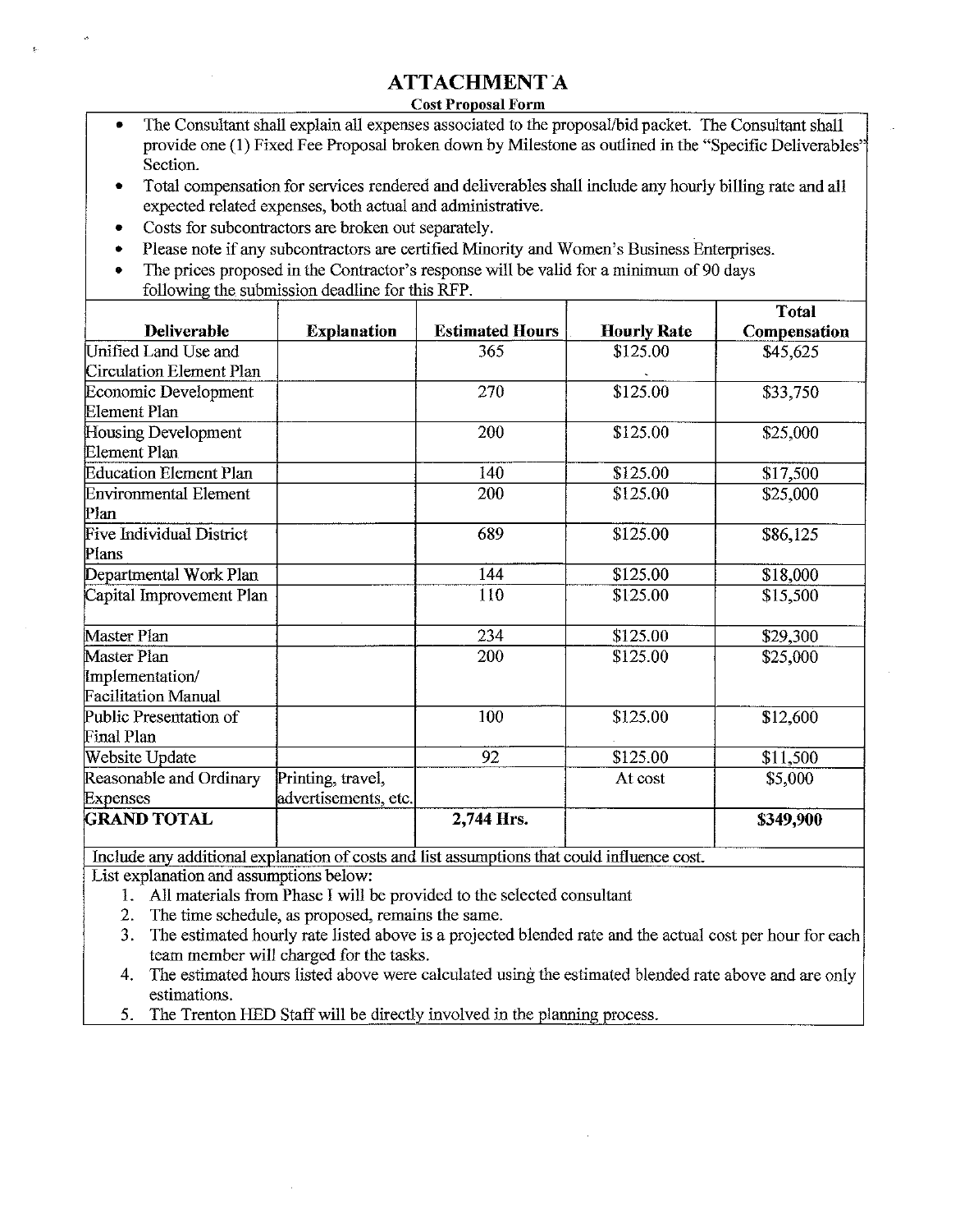# ATTACHMENT A

**Cost Proposal Form**

- The Consultant shall explain all expenses associated to the proposal/bid packet. The Consultant shall provide one (1) Fixed Fee Proposal broken down by Milestone as outlined in the "Specific Deliverables" Section.
- Total compensation for services rendered and deliverables shall include any hourly billing rate and all expected related expenses, both actual and administrative.
- Costs for subcontractors are broken out separately.
- Please note if any subcontractors are certified Minority and Women's Business Enterprises.
- The prices proposed in the Contractor's response will be valid for a minimum of 90 days following the submission deadline for this RFP.

| Deliverable | Explanation | Estimated Hours | Hourly Rate | Total Compensation |
|---|---|---|---|---|
| Unified Land Use and Circulation Element Plan | | 365 | $125.00 | $45,625 |
| Economic Development Element Plan | | 270 | $125.00 | $33,750 |
| Housing Development Element Plan | | 200 | $125.00 | $25,000 |
| Education Element Plan | | 140 | $125.00 | $17,500 |
| Environmental Element Plan | | 200 | $125.00 | $25,000 |
| Five Individual District Plans | | 689 | $125.00 | $86,125 |
| Departmental Work Plan | | 144 | $125.00 | $18,000 |
| Capital Improvement Plan | | 110 | $125.00 | $15,500 |
| Master Plan | | 234 | $125.00 | $29,300 |
| Master Plan Implementation/ Facilitation Manual | | 200 | $125.00 | $25,000 |
| Public Presentation of Final Plan | | 100 | $125.00 | $12,600 |
| Website Update | | 92 | $125.00 | $11,500 |
| Reasonable and Ordinary Expenses | Printing, travel, advertisements, etc. | | At cost | $5,000 |
| **GRAND TOTAL** | | **2,744 Hrs.** | | **$349,900** |

Include any additional explanation of costs and list assumptions that could influence cost.

List explanation and assumptions below:

1. All materials from Phase I will be provided to the selected consultant
2. The time schedule, as proposed, remains the same.
3. The estimated hourly rate listed above is a projected blended rate and the actual cost per hour for each team member will charged for the tasks.
4. The estimated hours listed above were calculated using the estimated blended rate above and are only estimations.
5. The Trenton HED Staff will be directly involved in the planning process.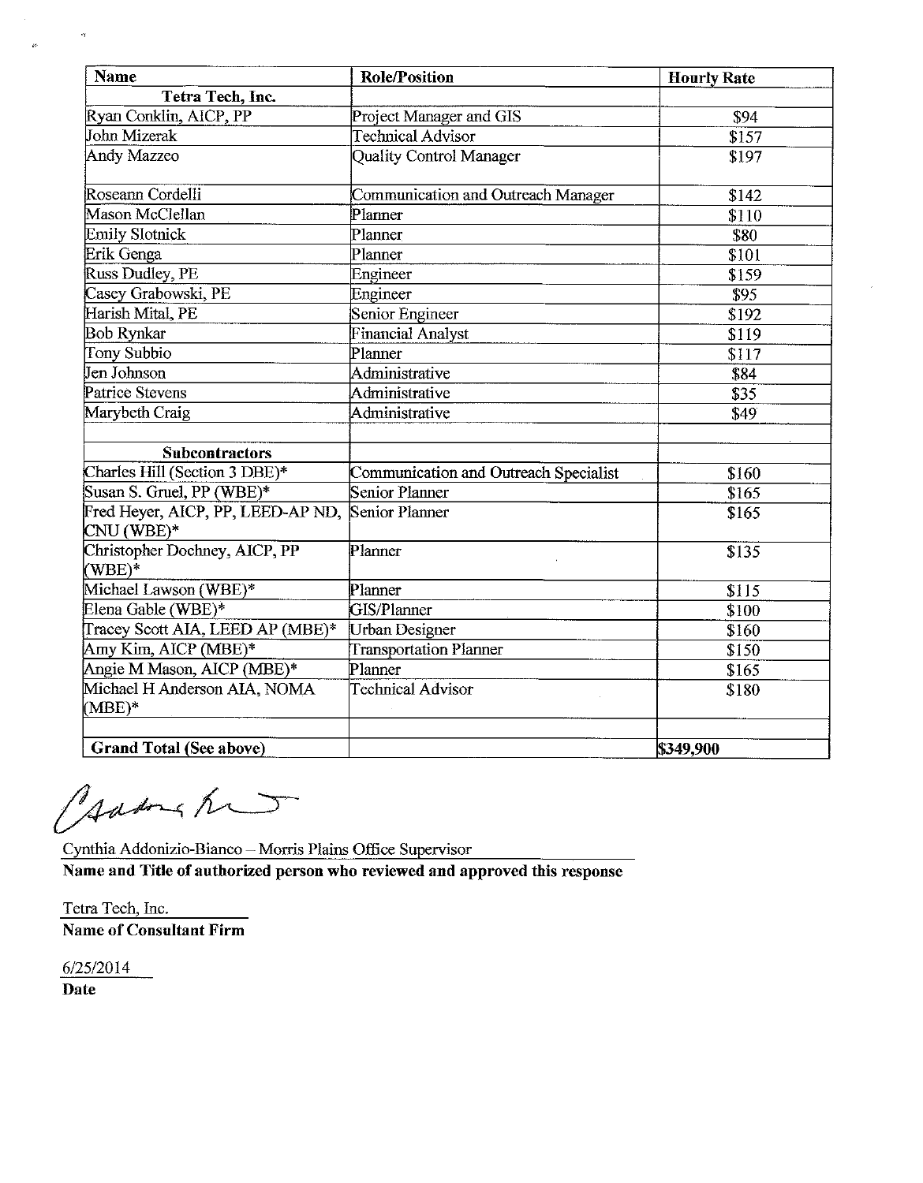| Name | Role/Position | Hourly Rate |
|---|---|---|
| **Tetra Tech, Inc.** | | |
| Ryan Conklin, AICP, PP | Project Manager and GIS | $94 |
| John Mizerak | Technical Advisor | $157 |
| Andy Mazzeo | Quality Control Manager | $197 |
| Roseann Cordelli | Communication and Outreach Manager | $142 |
| Mason McClellan | Planner | $110 |
| Emily Slotnick | Planner | $80 |
| Erik Genga | Planner | $101 |
| Russ Dudley, PE | Engineer | $159 |
| Casey Grabowski, PE | Engineer | $95 |
| Harish Mital, PE | Senior Engineer | $192 |
| Bob Rynkar | Financial Analyst | $119 |
| Tony Subbio | Planner | $117 |
| Jen Johnson | Administrative | $84 |
| Patrice Stevens | Administrative | $35 |
| Marybeth Craig | Administrative | $49 |
| | | |
| **Subcontractors** | | |
| Charles Hill (Section 3 DBE)* | Communication and Outreach Specialist | $160 |
| Susan S. Gruel, PP (WBE)* | Senior Planner | $165 |
| Fred Heyer, AICP, PP, LEED-AP ND, CNU (WBE)* | Senior Planner | $165 |
| Christopher Dochney, AICP, PP (WBE)* | Planner | $135 |
| Michael Lawson (WBE)* | Planner | $115 |
| Elena Gable (WBE)* | GIS/Planner | $100 |
| Tracey Scott AIA, LEED AP (MBE)* | Urban Designer | $160 |
| Amy Kim, AICP (MBE)* | Transportation Planner | $150 |
| Angie M Mason, AICP (MBE)* | Planner | $165 |
| Michael H Anderson AIA, NOMA (MBE)* | Technical Advisor | $180 |
| | | |
| **Grand Total (See above)** | | **$349,900** |

Cynthia Addonizio-Bianco – Morris Plains Office Supervisor
**Name and Title of authorized person who reviewed and approved this response**

Tetra Tech, Inc.
**Name of Consultant Firm**

6/25/2014
**Date**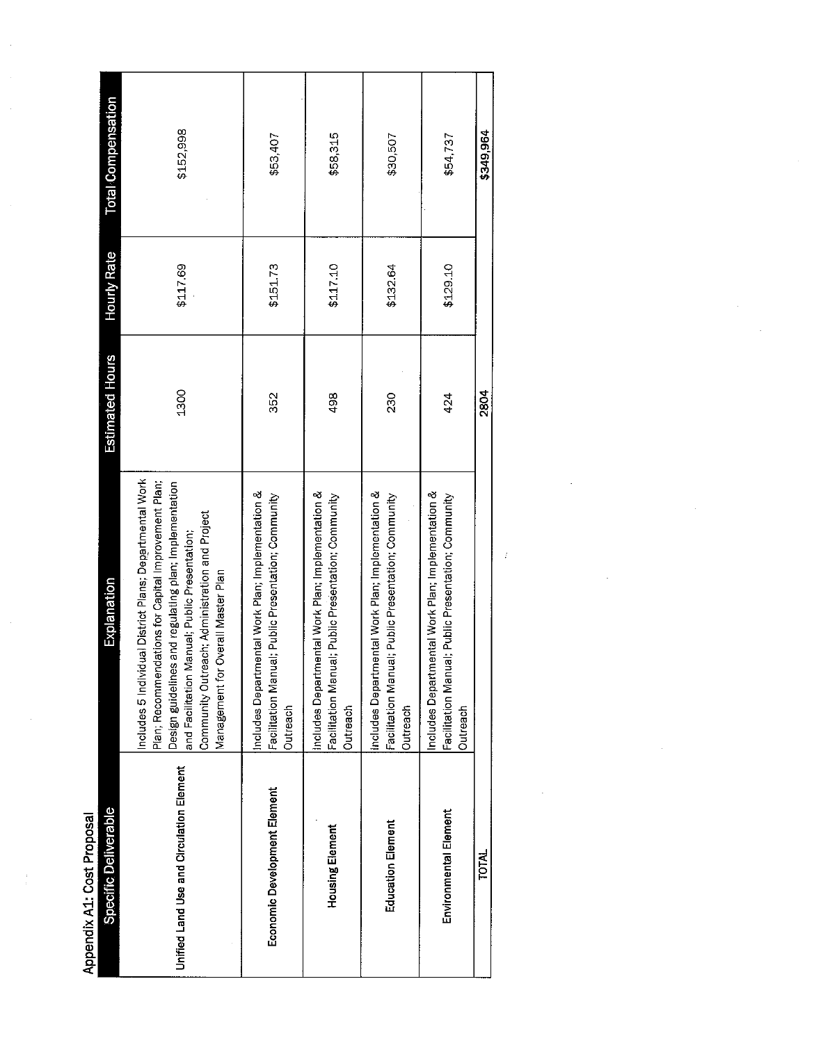Appendix A1: Cost Proposal

| Specific Deliverable | Explanation | Estimated Hours | Hourly Rate | Total Compensation |
|---|---|---|---|---|
| Unified Land Use and Circulation Element | Includes 5 Individual District Plans; Departmental Work Plan; Recommendations for Capital Improvement Plan; Design guidelines and regulating plan; Implementation and Facilitation Manual; Public Presentation; Community Outreach; Administration and Project Management for Overall Master Plan | 1300 | $117.69 | $152,998 |
| Economic Development Element | Includes Departmental Work Plan; Implementation & Facilitation Manual; Public Presentation; Community Outreach | 352 | $151.73 | $53,407 |
| Housing Element | Includes Departmental Work Plan; Implementation & Facilitation Manual; Public Presentation; Community Outreach | 498 | $117.10 | $58,315 |
| Education Element | Includes Departmental Work Plan; Implementation & Facilitation Manual; Public Presentation; Community Outreach | 230 | $132.64 | $30,507 |
| Environmental Element | Includes Departmental Work Plan; Implementation & Facilitation Manual; Public Presentation; Community Outreach | 424 | $129.10 | $54,737 |
| TOTAL | | 2804 | | $349,964 |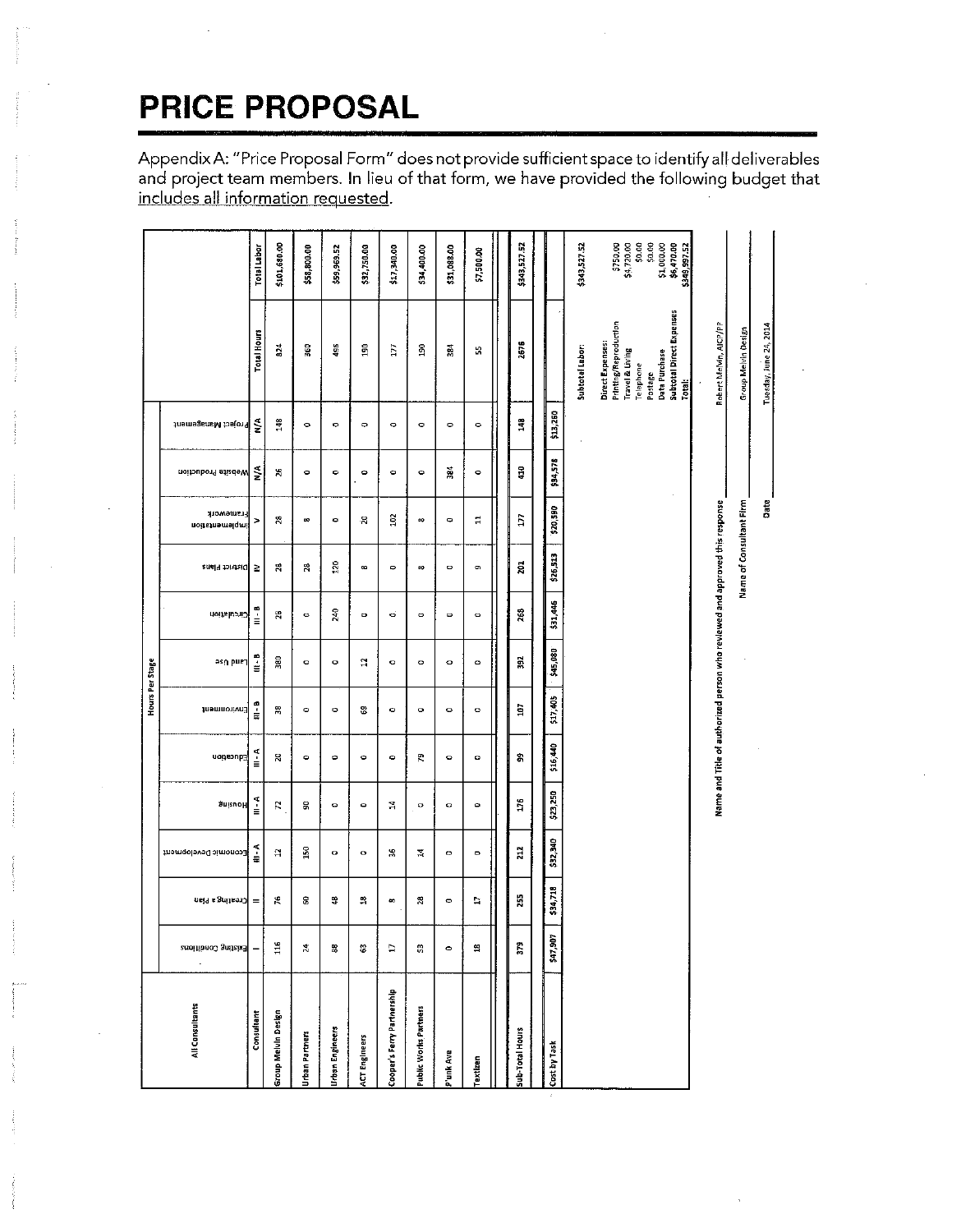# PRICE PROPOSAL

Appendix A: "Price Proposal Form" does not provide sufficient space to identify all deliverables and project team members. In lieu of that form, we have provided the following budget that includes all information requested.

| All Consultants | Hours Per Stage | | | | | | | | | | | | | | |
|---|---|---|---|---|---|---|---|---|---|---|---|---|---|---|---|
| | Existing Conditions | Creating a Plan | Economic Development | Housing | Education | Environment | Land Use | Circulation | District Plans | Framework Implementation | Website Production | Project Management | | | |
| Consultant | I | II | III - A | III - A | III - A | III - B | III - B | III - B | IV | V | N/A | N/A | Total Hours | Total Labor | |
| Group Melvin Design | 116 | 76 | 12 | 72 | 20 | 38 | 380 | 28 | 28 | 28 | 26 | 148 | 824 | $101,680.00 | |
| Urban Partners | 24 | 60 | 150 | 90 | 0 | 0 | 0 | 0 | 28 | 8 | 0 | 0 | 360 | $58,800.00 | |
| Urban Engineers | 88 | 48 | 0 | 0 | 0 | 0 | 0 | 240 | 120 | 0 | 0 | 0 | 496 | $59,969.52 | |
| ACT Engineers | 63 | 18 | 0 | 0 | 0 | 69 | 12 | 0 | 8 | 20 | 0 | 0 | 190 | $32,750.00 | |
| Cooper's Ferry Partnership | 17 | 8 | 36 | 14 | 0 | 0 | 0 | 0 | 0 | 102 | 0 | 0 | 177 | $17,340.00 | |
| Public Works Partners | 53 | 28 | 14 | 0 | 79 | 0 | 0 | 0 | 8 | 8 | 0 | 0 | 190 | $34,400.00 | |
| P'unk Ave | 0 | 0 | 0 | 0 | 0 | 0 | 0 | 0 | 0 | 0 | 384 | 0 | 384 | $31,088.00 | |
| Textizen | 18 | 17 | 0 | 0 | 0 | 0 | 0 | 0 | 9 | 11 | 0 | 0 | 55 | $7,500.00 | |
| Sub-Total Hours | 379 | 255 | 212 | 176 | 99 | 107 | 392 | 268 | 201 | 177 | 410 | 148 | 2676 | $343,527.52 | |
| Cost by Task | $47,907 | $34,718 | $32,340 | $23,250 | $16,440 | $17,405 | $45,080 | $31,446 | $26,513 | $20,590 | $34,578 | $13,260 | | | |

| | |
|---|---|
| Subtotal Labor: | $343,527.52 |
| Direct Expenses: | |
| Printing/Reproduction | $750.00 |
| Travel & Living | $4,720.00 |
| Telephone | $0.00 |
| Postage | $0.00 |
| Data Purchase | $1,000.00 |
| Subtotal Direct Expenses | $6,470.00 |
| Total: | $349,997.52 |

Robert Melvin, AICP/PP
Name and Title of authorized person who reviewed and approved this response

Group Melvin Design
Name of Consultant Firm

Tuesday, June 24, 2014
Date